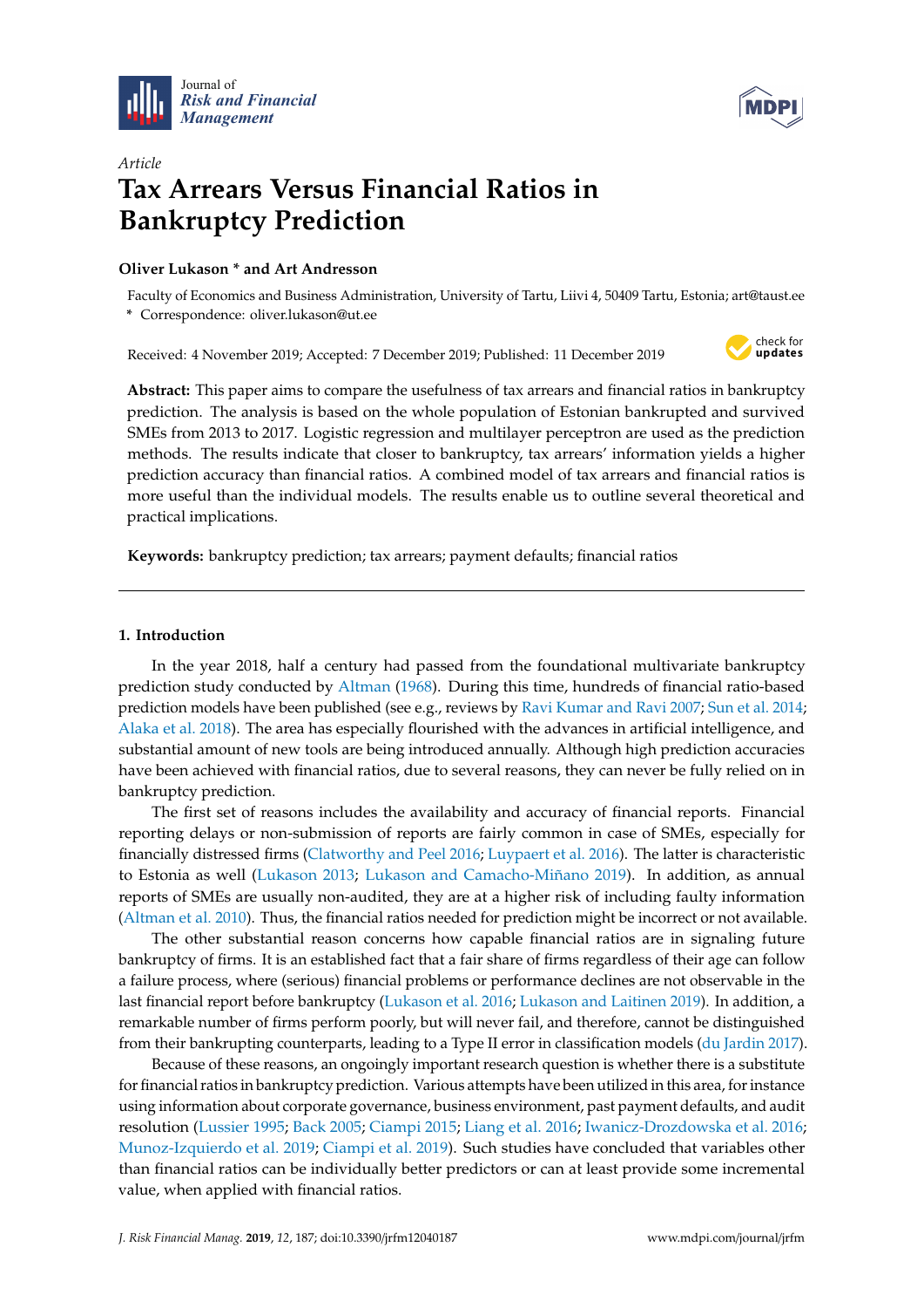*Article*

# Tax Arrears Versus Financial Ratios in Bankruptcy Prediction

**Oliver Lukason * and Art Andresson**

Faculty of Economics and Business Administration, University of Tartu, Liivi 4, 50409 Tartu, Estonia; art@taust.ee
* Correspondence: oliver.lukason@ut.ee

Received: 4 November 2019; Accepted: 7 December 2019; Published: 11 December 2019

**Abstract:** This paper aims to compare the usefulness of tax arrears and financial ratios in bankruptcy prediction. The analysis is based on the whole population of Estonian bankrupted and survived SMEs from 2013 to 2017. Logistic regression and multilayer perceptron are used as the prediction methods. The results indicate that closer to bankruptcy, tax arrears' information yields a higher prediction accuracy than financial ratios. A combined model of tax arrears and financial ratios is more useful than the individual models. The results enable us to outline several theoretical and practical implications.

**Keywords:** bankruptcy prediction; tax arrears; payment defaults; financial ratios

## 1. Introduction

In the year 2018, half a century had passed from the foundational multivariate bankruptcy prediction study conducted by Altman (1968). During this time, hundreds of financial ratio-based prediction models have been published (see e.g., reviews by Ravi Kumar and Ravi 2007; Sun et al. 2014; Alaka et al. 2018). The area has especially flourished with the advances in artificial intelligence, and substantial amount of new tools are being introduced annually. Although high prediction accuracies have been achieved with financial ratios, due to several reasons, they can never be fully relied on in bankruptcy prediction.

The first set of reasons includes the availability and accuracy of financial reports. Financial reporting delays or non-submission of reports are fairly common in case of SMEs, especially for financially distressed firms (Clatworthy and Peel 2016; Luypaert et al. 2016). The latter is characteristic to Estonia as well (Lukason 2013; Lukason and Camacho-Miñano 2019). In addition, as annual reports of SMEs are usually non-audited, they are at a higher risk of including faulty information (Altman et al. 2010). Thus, the financial ratios needed for prediction might be incorrect or not available.

The other substantial reason concerns how capable financial ratios are in signaling future bankruptcy of firms. It is an established fact that a fair share of firms regardless of their age can follow a failure process, where (serious) financial problems or performance declines are not observable in the last financial report before bankruptcy (Lukason et al. 2016; Lukason and Laitinen 2019). In addition, a remarkable number of firms perform poorly, but will never fail, and therefore, cannot be distinguished from their bankrupting counterparts, leading to a Type II error in classification models (du Jardin 2017).

Because of these reasons, an ongoingly important research question is whether there is a substitute for financial ratios in bankruptcy prediction. Various attempts have been utilized in this area, for instance using information about corporate governance, business environment, past payment defaults, and audit resolution (Lussier 1995; Back 2005; Ciampi 2015; Liang et al. 2016; Iwanicz-Drozdowska et al. 2016; Munoz-Izquierdo et al. 2019; Ciampi et al. 2019). Such studies have concluded that variables other than financial ratios can be individually better predictors or can at least provide some incremental value, when applied with financial ratios.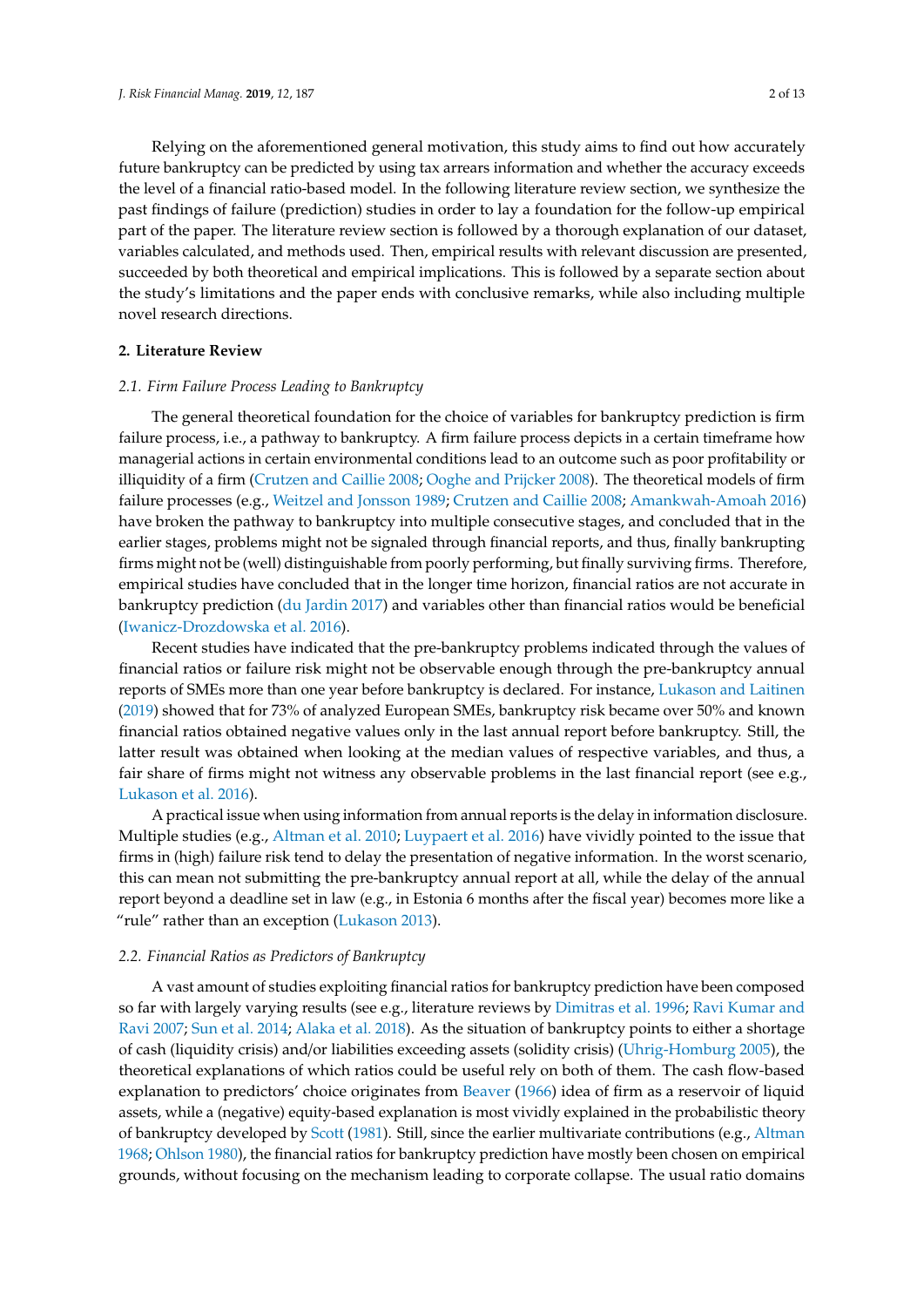Relying on the aforementioned general motivation, this study aims to find out how accurately future bankruptcy can be predicted by using tax arrears information and whether the accuracy exceeds the level of a financial ratio-based model. In the following literature review section, we synthesize the past findings of failure (prediction) studies in order to lay a foundation for the follow-up empirical part of the paper. The literature review section is followed by a thorough explanation of our dataset, variables calculated, and methods used. Then, empirical results with relevant discussion are presented, succeeded by both theoretical and empirical implications. This is followed by a separate section about the study's limitations and the paper ends with conclusive remarks, while also including multiple novel research directions.

## 2. Literature Review

### 2.1. Firm Failure Process Leading to Bankruptcy

The general theoretical foundation for the choice of variables for bankruptcy prediction is firm failure process, i.e., a pathway to bankruptcy. A firm failure process depicts in a certain timeframe how managerial actions in certain environmental conditions lead to an outcome such as poor profitability or illiquidity of a firm (Crutzen and Caillie 2008; Ooghe and Prijcker 2008). The theoretical models of firm failure processes (e.g., Weitzel and Jonsson 1989; Crutzen and Caillie 2008; Amankwah-Amoah 2016) have broken the pathway to bankruptcy into multiple consecutive stages, and concluded that in the earlier stages, problems might not be signaled through financial reports, and thus, finally bankrupting firms might not be (well) distinguishable from poorly performing, but finally surviving firms. Therefore, empirical studies have concluded that in the longer time horizon, financial ratios are not accurate in bankruptcy prediction (du Jardin 2017) and variables other than financial ratios would be beneficial (Iwanicz-Drozdowska et al. 2016).

Recent studies have indicated that the pre-bankruptcy problems indicated through the values of financial ratios or failure risk might not be observable enough through the pre-bankruptcy annual reports of SMEs more than one year before bankruptcy is declared. For instance, Lukason and Laitinen (2019) showed that for 73% of analyzed European SMEs, bankruptcy risk became over 50% and known financial ratios obtained negative values only in the last annual report before bankruptcy. Still, the latter result was obtained when looking at the median values of respective variables, and thus, a fair share of firms might not witness any observable problems in the last financial report (see e.g., Lukason et al. 2016).

A practical issue when using information from annual reports is the delay in information disclosure. Multiple studies (e.g., Altman et al. 2010; Luypaert et al. 2016) have vividly pointed to the issue that firms in (high) failure risk tend to delay the presentation of negative information. In the worst scenario, this can mean not submitting the pre-bankruptcy annual report at all, while the delay of the annual report beyond a deadline set in law (e.g., in Estonia 6 months after the fiscal year) becomes more like a "rule" rather than an exception (Lukason 2013).

### 2.2. Financial Ratios as Predictors of Bankruptcy

A vast amount of studies exploiting financial ratios for bankruptcy prediction have been composed so far with largely varying results (see e.g., literature reviews by Dimitras et al. 1996; Ravi Kumar and Ravi 2007; Sun et al. 2014; Alaka et al. 2018). As the situation of bankruptcy points to either a shortage of cash (liquidity crisis) and/or liabilities exceeding assets (solidity crisis) (Uhrig-Homburg 2005), the theoretical explanations of which ratios could be useful rely on both of them. The cash flow-based explanation to predictors' choice originates from Beaver (1966) idea of firm as a reservoir of liquid assets, while a (negative) equity-based explanation is most vividly explained in the probabilistic theory of bankruptcy developed by Scott (1981). Still, since the earlier multivariate contributions (e.g., Altman 1968; Ohlson 1980), the financial ratios for bankruptcy prediction have mostly been chosen on empirical grounds, without focusing on the mechanism leading to corporate collapse. The usual ratio domains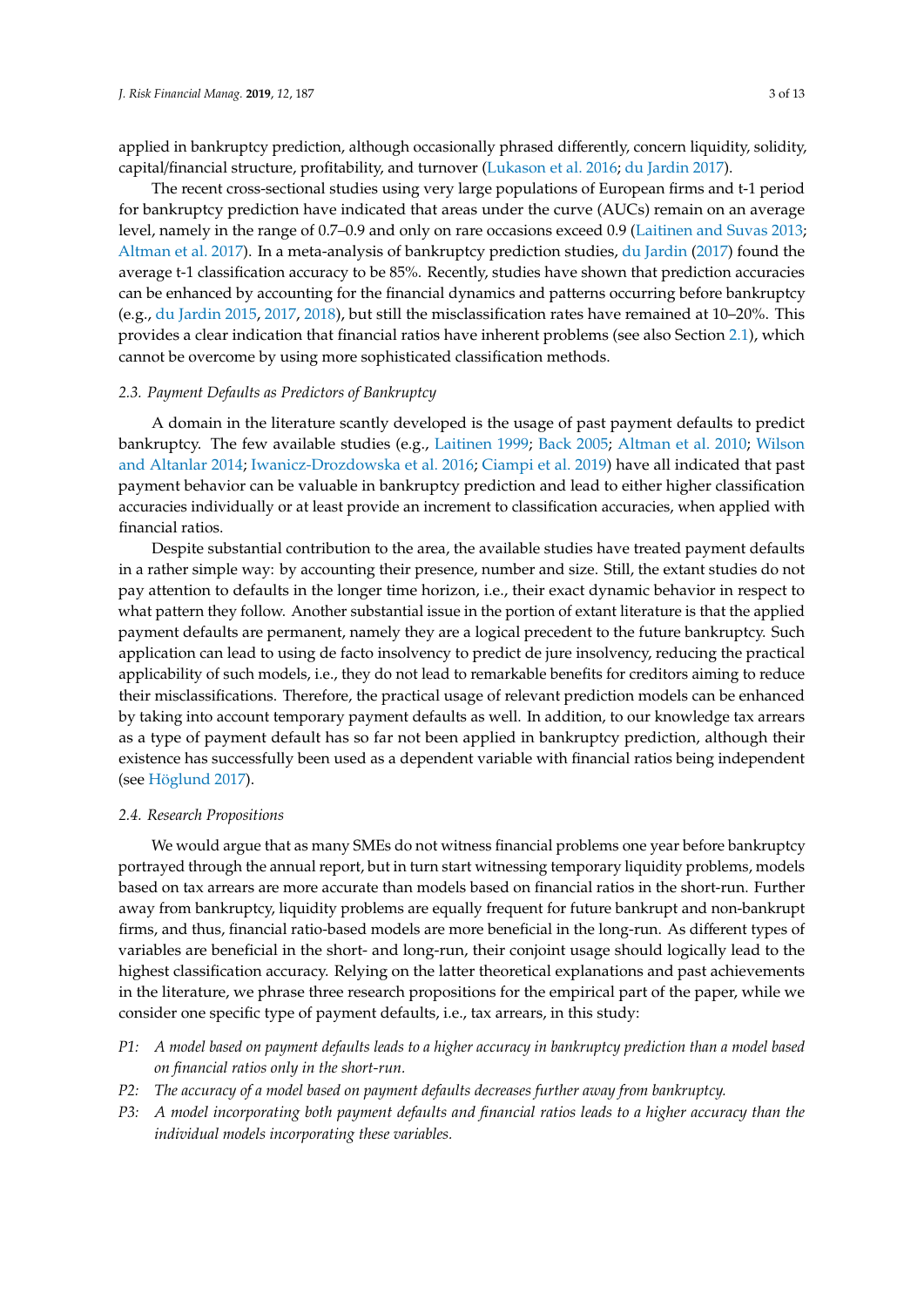applied in bankruptcy prediction, although occasionally phrased differently, concern liquidity, solidity, capital/financial structure, profitability, and turnover (Lukason et al. 2016; du Jardin 2017).

The recent cross-sectional studies using very large populations of European firms and t-1 period for bankruptcy prediction have indicated that areas under the curve (AUCs) remain on an average level, namely in the range of 0.7–0.9 and only on rare occasions exceed 0.9 (Laitinen and Suvas 2013; Altman et al. 2017). In a meta-analysis of bankruptcy prediction studies, du Jardin (2017) found the average t-1 classification accuracy to be 85%. Recently, studies have shown that prediction accuracies can be enhanced by accounting for the financial dynamics and patterns occurring before bankruptcy (e.g., du Jardin 2015, 2017, 2018), but still the misclassification rates have remained at 10–20%. This provides a clear indication that financial ratios have inherent problems (see also Section 2.1), which cannot be overcome by using more sophisticated classification methods.

### *2.3. Payment Defaults as Predictors of Bankruptcy*

A domain in the literature scantly developed is the usage of past payment defaults to predict bankruptcy. The few available studies (e.g., Laitinen 1999; Back 2005; Altman et al. 2010; Wilson and Altanlar 2014; Iwanicz-Drozdowska et al. 2016; Ciampi et al. 2019) have all indicated that past payment behavior can be valuable in bankruptcy prediction and lead to either higher classification accuracies individually or at least provide an increment to classification accuracies, when applied with financial ratios.

Despite substantial contribution to the area, the available studies have treated payment defaults in a rather simple way: by accounting their presence, number and size. Still, the extant studies do not pay attention to defaults in the longer time horizon, i.e., their exact dynamic behavior in respect to what pattern they follow. Another substantial issue in the portion of extant literature is that the applied payment defaults are permanent, namely they are a logical precedent to the future bankruptcy. Such application can lead to using de facto insolvency to predict de jure insolvency, reducing the practical applicability of such models, i.e., they do not lead to remarkable benefits for creditors aiming to reduce their misclassifications. Therefore, the practical usage of relevant prediction models can be enhanced by taking into account temporary payment defaults as well. In addition, to our knowledge tax arrears as a type of payment default has so far not been applied in bankruptcy prediction, although their existence has successfully been used as a dependent variable with financial ratios being independent (see Höglund 2017).

### *2.4. Research Propositions*

We would argue that as many SMEs do not witness financial problems one year before bankruptcy portrayed through the annual report, but in turn start witnessing temporary liquidity problems, models based on tax arrears are more accurate than models based on financial ratios in the short-run. Further away from bankruptcy, liquidity problems are equally frequent for future bankrupt and non-bankrupt firms, and thus, financial ratio-based models are more beneficial in the long-run. As different types of variables are beneficial in the short- and long-run, their conjoint usage should logically lead to the highest classification accuracy. Relying on the latter theoretical explanations and past achievements in the literature, we phrase three research propositions for the empirical part of the paper, while we consider one specific type of payment defaults, i.e., tax arrears, in this study:

- P1: *A model based on payment defaults leads to a higher accuracy in bankruptcy prediction than a model based on financial ratios only in the short-run.*
- P2: *The accuracy of a model based on payment defaults decreases further away from bankruptcy.*
- P3: *A model incorporating both payment defaults and financial ratios leads to a higher accuracy than the individual models incorporating these variables.*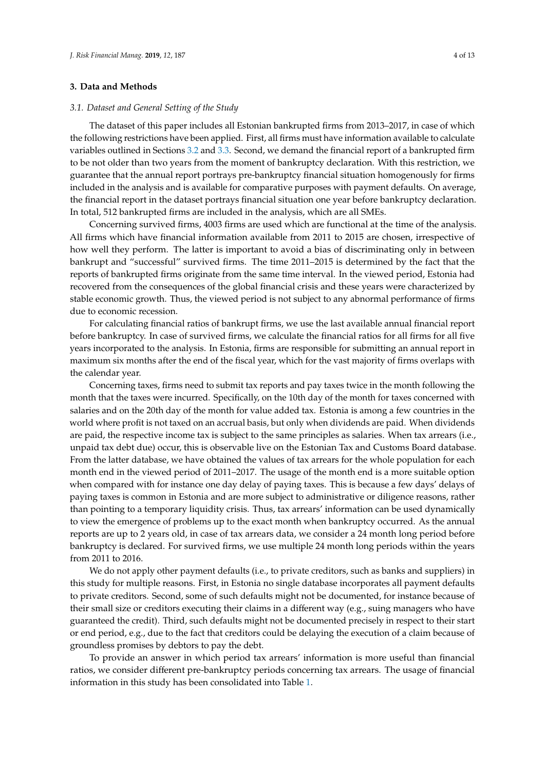## 3. Data and Methods

### 3.1. Dataset and General Setting of the Study

The dataset of this paper includes all Estonian bankrupted firms from 2013–2017, in case of which the following restrictions have been applied. First, all firms must have information available to calculate variables outlined in Sections 3.2 and 3.3. Second, we demand the financial report of a bankrupted firm to be not older than two years from the moment of bankruptcy declaration. With this restriction, we guarantee that the annual report portrays pre-bankruptcy financial situation homogenously for firms included in the analysis and is available for comparative purposes with payment defaults. On average, the financial report in the dataset portrays financial situation one year before bankruptcy declaration. In total, 512 bankrupted firms are included in the analysis, which are all SMEs.

Concerning survived firms, 4003 firms are used which are functional at the time of the analysis. All firms which have financial information available from 2011 to 2015 are chosen, irrespective of how well they perform. The latter is important to avoid a bias of discriminating only in between bankrupt and "successful" survived firms. The time 2011–2015 is determined by the fact that the reports of bankrupted firms originate from the same time interval. In the viewed period, Estonia had recovered from the consequences of the global financial crisis and these years were characterized by stable economic growth. Thus, the viewed period is not subject to any abnormal performance of firms due to economic recession.

For calculating financial ratios of bankrupt firms, we use the last available annual financial report before bankruptcy. In case of survived firms, we calculate the financial ratios for all firms for all five years incorporated to the analysis. In Estonia, firms are responsible for submitting an annual report in maximum six months after the end of the fiscal year, which for the vast majority of firms overlaps with the calendar year.

Concerning taxes, firms need to submit tax reports and pay taxes twice in the month following the month that the taxes were incurred. Specifically, on the 10th day of the month for taxes concerned with salaries and on the 20th day of the month for value added tax. Estonia is among a few countries in the world where profit is not taxed on an accrual basis, but only when dividends are paid. When dividends are paid, the respective income tax is subject to the same principles as salaries. When tax arrears (i.e., unpaid tax debt due) occur, this is observable live on the Estonian Tax and Customs Board database. From the latter database, we have obtained the values of tax arrears for the whole population for each month end in the viewed period of 2011–2017. The usage of the month end is a more suitable option when compared with for instance one day delay of paying taxes. This is because a few days' delays of paying taxes is common in Estonia and are more subject to administrative or diligence reasons, rather than pointing to a temporary liquidity crisis. Thus, tax arrears' information can be used dynamically to view the emergence of problems up to the exact month when bankruptcy occurred. As the annual reports are up to 2 years old, in case of tax arrears data, we consider a 24 month long period before bankruptcy is declared. For survived firms, we use multiple 24 month long periods within the years from 2011 to 2016.

We do not apply other payment defaults (i.e., to private creditors, such as banks and suppliers) in this study for multiple reasons. First, in Estonia no single database incorporates all payment defaults to private creditors. Second, some of such defaults might not be documented, for instance because of their small size or creditors executing their claims in a different way (e.g., suing managers who have guaranteed the credit). Third, such defaults might not be documented precisely in respect to their start or end period, e.g., due to the fact that creditors could be delaying the execution of a claim because of groundless promises by debtors to pay the debt.

To provide an answer in which period tax arrears' information is more useful than financial ratios, we consider different pre-bankruptcy periods concerning tax arrears. The usage of financial information in this study has been consolidated into Table 1.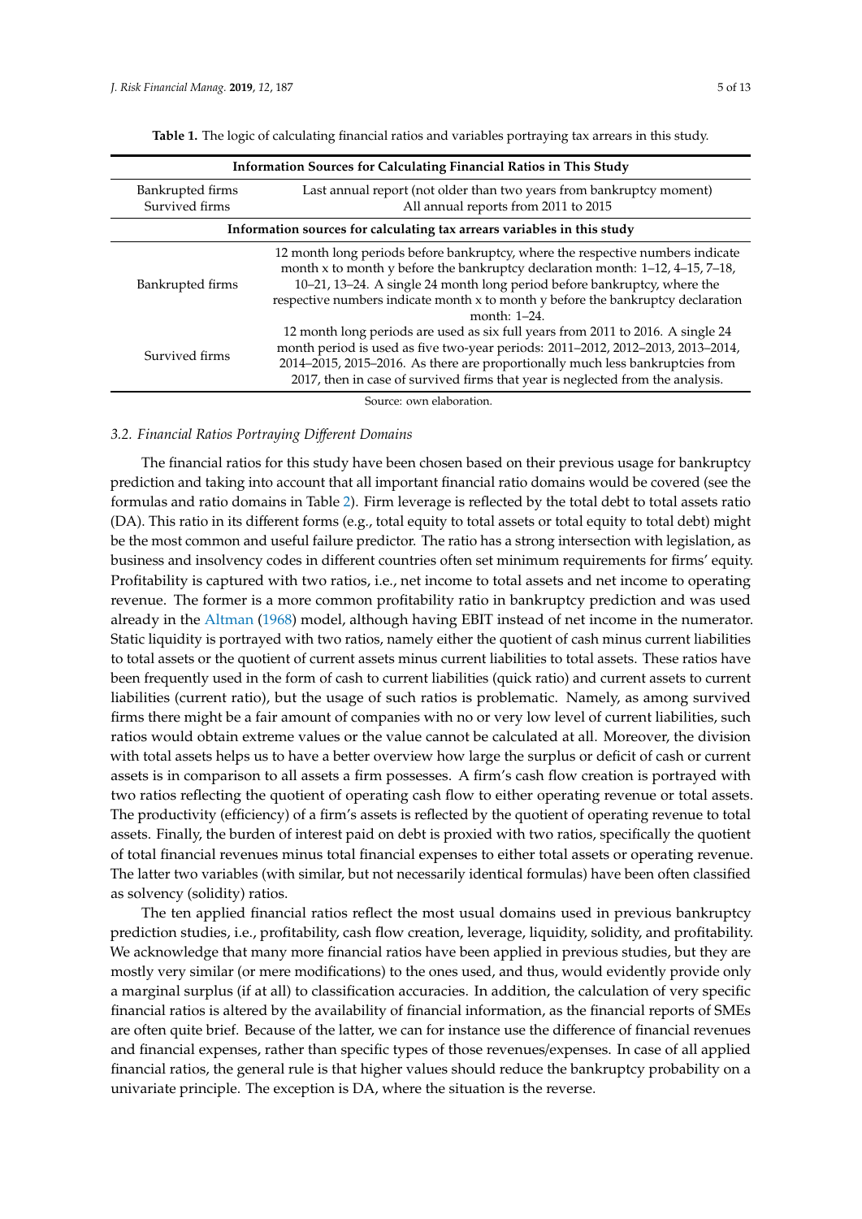**Table 1.** The logic of calculating financial ratios and variables portraying tax arrears in this study.

| | |
|---|---|
| **Information Sources for Calculating Financial Ratios in This Study** | |
| Bankrupted firms | Last annual report (not older than two years from bankruptcy moment) |
| Survived firms | All annual reports from 2011 to 2015 |
| **Information sources for calculating tax arrears variables in this study** | |
| Bankrupted firms | 12 month long periods before bankruptcy, where the respective numbers indicate month x to month y before the bankruptcy declaration month: 1–12, 4–15, 7–18, 10–21, 13–24. A single 24 month long period before bankruptcy, where the respective numbers indicate month x to month y before the bankruptcy declaration month: 1–24. |
| Survived firms | 12 month long periods are used as six full years from 2011 to 2016. A single 24 month period is used as five two-year periods: 2011–2012, 2012–2013, 2013–2014, 2014–2015, 2015–2016. As there are proportionally much less bankruptcies from 2017, then in case of survived firms that year is neglected from the analysis. |

Source: own elaboration.

### *3.2. Financial Ratios Portraying Different Domains*

The financial ratios for this study have been chosen based on their previous usage for bankruptcy prediction and taking into account that all important financial ratio domains would be covered (see the formulas and ratio domains in Table 2). Firm leverage is reflected by the total debt to total assets ratio (DA). This ratio in its different forms (e.g., total equity to total assets or total equity to total debt) might be the most common and useful failure predictor. The ratio has a strong intersection with legislation, as business and insolvency codes in different countries often set minimum requirements for firms' equity. Profitability is captured with two ratios, i.e., net income to total assets and net income to operating revenue. The former is a more common profitability ratio in bankruptcy prediction and was used already in the Altman (1968) model, although having EBIT instead of net income in the numerator. Static liquidity is portrayed with two ratios, namely either the quotient of cash minus current liabilities to total assets or the quotient of current assets minus current liabilities to total assets. These ratios have been frequently used in the form of cash to current liabilities (quick ratio) and current assets to current liabilities (current ratio), but the usage of such ratios is problematic. Namely, as among survived firms there might be a fair amount of companies with no or very low level of current liabilities, such ratios would obtain extreme values or the value cannot be calculated at all. Moreover, the division with total assets helps us to have a better overview how large the surplus or deficit of cash or current assets is in comparison to all assets a firm possesses. A firm's cash flow creation is portrayed with two ratios reflecting the quotient of operating cash flow to either operating revenue or total assets. The productivity (efficiency) of a firm's assets is reflected by the quotient of operating revenue to total assets. Finally, the burden of interest paid on debt is proxied with two ratios, specifically the quotient of total financial revenues minus total financial expenses to either total assets or operating revenue. The latter two variables (with similar, but not necessarily identical formulas) have been often classified as solvency (solidity) ratios.

The ten applied financial ratios reflect the most usual domains used in previous bankruptcy prediction studies, i.e., profitability, cash flow creation, leverage, liquidity, solidity, and profitability. We acknowledge that many more financial ratios have been applied in previous studies, but they are mostly very similar (or mere modifications) to the ones used, and thus, would evidently provide only a marginal surplus (if at all) to classification accuracies. In addition, the calculation of very specific financial ratios is altered by the availability of financial information, as the financial reports of SMEs are often quite brief. Because of the latter, we can for instance use the difference of financial revenues and financial expenses, rather than specific types of those revenues/expenses. In case of all applied financial ratios, the general rule is that higher values should reduce the bankruptcy probability on a univariate principle. The exception is DA, where the situation is the reverse.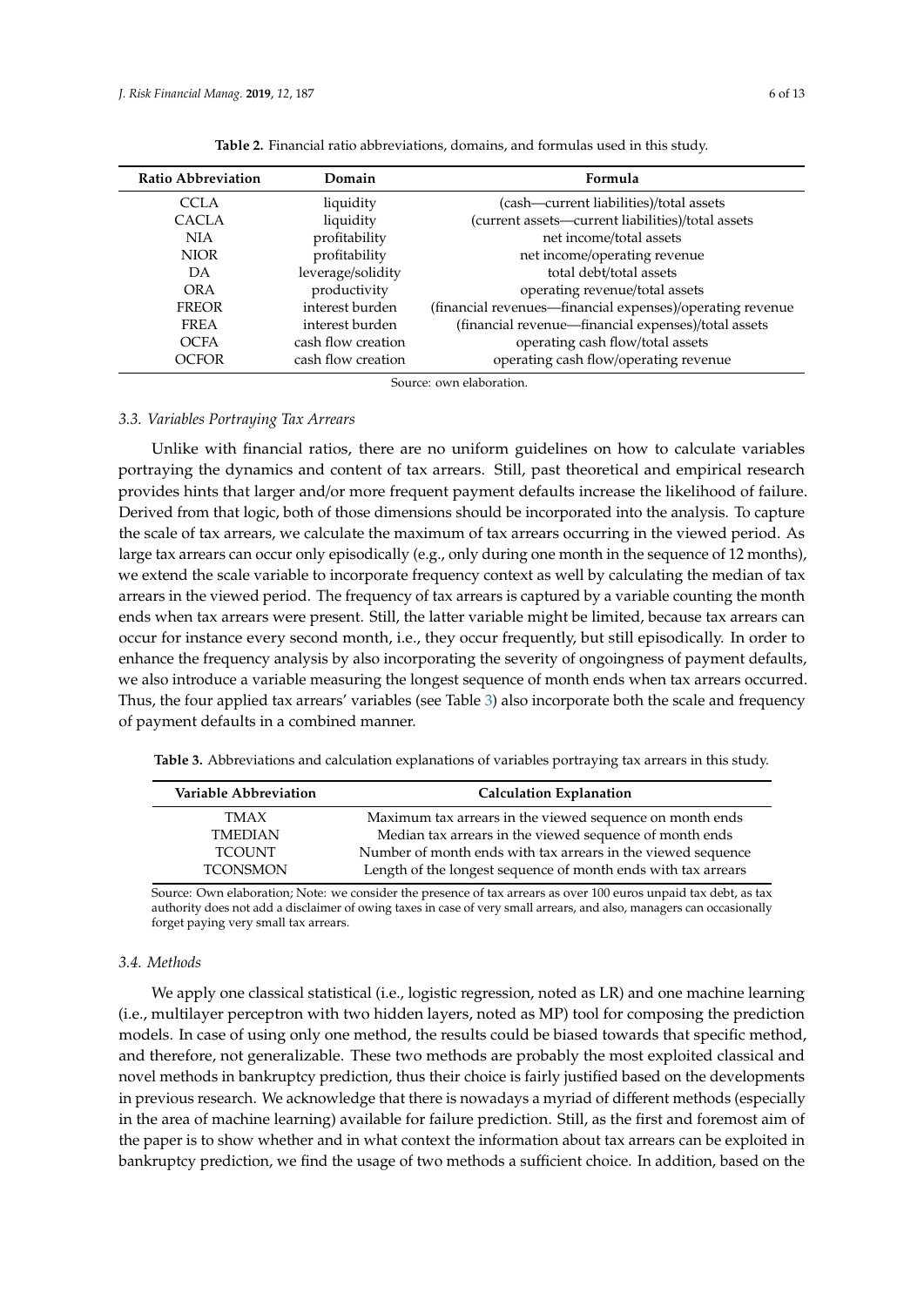**Table 2.** Financial ratio abbreviations, domains, and formulas used in this study.

| Ratio Abbreviation | Domain | Formula |
|---|---|---|
| CCLA | liquidity | (cash—current liabilities)/total assets |
| CACLA | liquidity | (current assets—current liabilities)/total assets |
| NIA | profitability | net income/total assets |
| NIOR | profitability | net income/operating revenue |
| DA | leverage/solidity | total debt/total assets |
| ORA | productivity | operating revenue/total assets |
| FREOR | interest burden | (financial revenues—financial expenses)/operating revenue |
| FREA | interest burden | (financial revenue—financial expenses)/total assets |
| OCFA | cash flow creation | operating cash flow/total assets |
| OCFOR | cash flow creation | operating cash flow/operating revenue |

Source: own elaboration.

### 3.3. Variables Portraying Tax Arrears

Unlike with financial ratios, there are no uniform guidelines on how to calculate variables portraying the dynamics and content of tax arrears. Still, past theoretical and empirical research provides hints that larger and/or more frequent payment defaults increase the likelihood of failure. Derived from that logic, both of those dimensions should be incorporated into the analysis. To capture the scale of tax arrears, we calculate the maximum of tax arrears occurring in the viewed period. As large tax arrears can occur only episodically (e.g., only during one month in the sequence of 12 months), we extend the scale variable to incorporate frequency context as well by calculating the median of tax arrears in the viewed period. The frequency of tax arrears is captured by a variable counting the month ends when tax arrears were present. Still, the latter variable might be limited, because tax arrears can occur for instance every second month, i.e., they occur frequently, but still episodically. In order to enhance the frequency analysis by also incorporating the severity of ongoingness of payment defaults, we also introduce a variable measuring the longest sequence of month ends when tax arrears occurred. Thus, the four applied tax arrears' variables (see Table 3) also incorporate both the scale and frequency of payment defaults in a combined manner.

**Table 3.** Abbreviations and calculation explanations of variables portraying tax arrears in this study.

| Variable Abbreviation | Calculation Explanation |
|---|---|
| TMAX | Maximum tax arrears in the viewed sequence on month ends |
| TMEDIAN | Median tax arrears in the viewed sequence of month ends |
| TCOUNT | Number of month ends with tax arrears in the viewed sequence |
| TCONSMON | Length of the longest sequence of month ends with tax arrears |

Source: Own elaboration; Note: we consider the presence of tax arrears as over 100 euros unpaid tax debt, as tax authority does not add a disclaimer of owing taxes in case of very small arrears, and also, managers can occasionally forget paying very small tax arrears.

### 3.4. Methods

We apply one classical statistical (i.e., logistic regression, noted as LR) and one machine learning (i.e., multilayer perceptron with two hidden layers, noted as MP) tool for composing the prediction models. In case of using only one method, the results could be biased towards that specific method, and therefore, not generalizable. These two methods are probably the most exploited classical and novel methods in bankruptcy prediction, thus their choice is fairly justified based on the developments in previous research. We acknowledge that there is nowadays a myriad of different methods (especially in the area of machine learning) available for failure prediction. Still, as the first and foremost aim of the paper is to show whether and in what context the information about tax arrears can be exploited in bankruptcy prediction, we find the usage of two methods a sufficient choice. In addition, based on the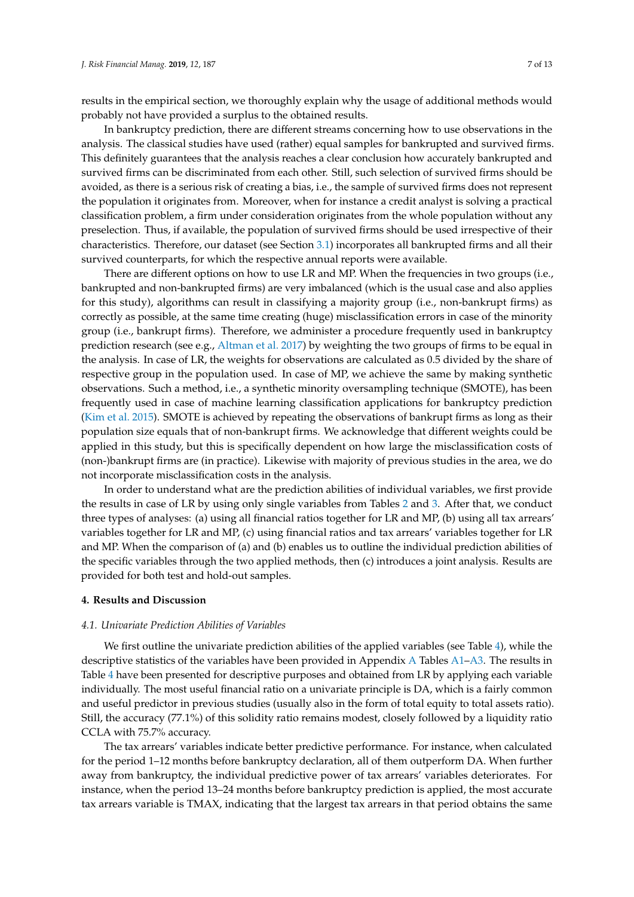results in the empirical section, we thoroughly explain why the usage of additional methods would probably not have provided a surplus to the obtained results.

In bankruptcy prediction, there are different streams concerning how to use observations in the analysis. The classical studies have used (rather) equal samples for bankrupted and survived firms. This definitely guarantees that the analysis reaches a clear conclusion how accurately bankrupted and survived firms can be discriminated from each other. Still, such selection of survived firms should be avoided, as there is a serious risk of creating a bias, i.e., the sample of survived firms does not represent the population it originates from. Moreover, when for instance a credit analyst is solving a practical classification problem, a firm under consideration originates from the whole population without any preselection. Thus, if available, the population of survived firms should be used irrespective of their characteristics. Therefore, our dataset (see Section 3.1) incorporates all bankrupted firms and all their survived counterparts, for which the respective annual reports were available.

There are different options on how to use LR and MP. When the frequencies in two groups (i.e., bankrupted and non-bankrupted firms) are very imbalanced (which is the usual case and also applies for this study), algorithms can result in classifying a majority group (i.e., non-bankrupt firms) as correctly as possible, at the same time creating (huge) misclassification errors in case of the minority group (i.e., bankrupt firms). Therefore, we administer a procedure frequently used in bankruptcy prediction research (see e.g., Altman et al. 2017) by weighting the two groups of firms to be equal in the analysis. In case of LR, the weights for observations are calculated as 0.5 divided by the share of respective group in the population used. In case of MP, we achieve the same by making synthetic observations. Such a method, i.e., a synthetic minority oversampling technique (SMOTE), has been frequently used in case of machine learning classification applications for bankruptcy prediction (Kim et al. 2015). SMOTE is achieved by repeating the observations of bankrupt firms as long as their population size equals that of non-bankrupt firms. We acknowledge that different weights could be applied in this study, but this is specifically dependent on how large the misclassification costs of (non-)bankrupt firms are (in practice). Likewise with majority of previous studies in the area, we do not incorporate misclassification costs in the analysis.

In order to understand what are the prediction abilities of individual variables, we first provide the results in case of LR by using only single variables from Tables 2 and 3. After that, we conduct three types of analyses: (a) using all financial ratios together for LR and MP, (b) using all tax arrears' variables together for LR and MP, (c) using financial ratios and tax arrears' variables together for LR and MP. When the comparison of (a) and (b) enables us to outline the individual prediction abilities of the specific variables through the two applied methods, then (c) introduces a joint analysis. Results are provided for both test and hold-out samples.

## 4. Results and Discussion

### 4.1. Univariate Prediction Abilities of Variables

We first outline the univariate prediction abilities of the applied variables (see Table 4), while the descriptive statistics of the variables have been provided in Appendix A Tables A1–A3. The results in Table 4 have been presented for descriptive purposes and obtained from LR by applying each variable individually. The most useful financial ratio on a univariate principle is DA, which is a fairly common and useful predictor in previous studies (usually also in the form of total equity to total assets ratio). Still, the accuracy (77.1%) of this solidity ratio remains modest, closely followed by a liquidity ratio CCLA with 75.7% accuracy.

The tax arrears' variables indicate better predictive performance. For instance, when calculated for the period 1–12 months before bankruptcy declaration, all of them outperform DA. When further away from bankruptcy, the individual predictive power of tax arrears' variables deteriorates. For instance, when the period 13–24 months before bankruptcy prediction is applied, the most accurate tax arrears variable is TMAX, indicating that the largest tax arrears in that period obtains the same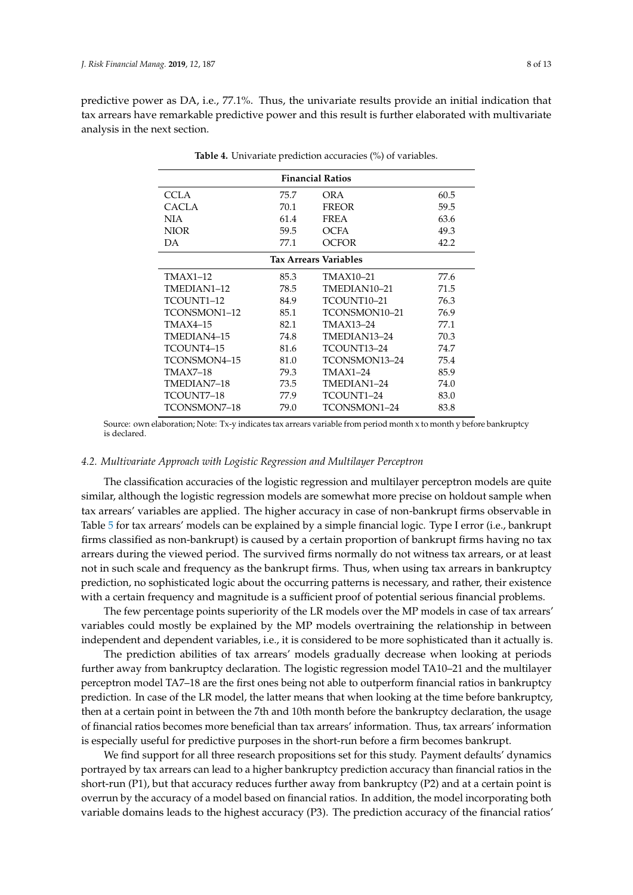predictive power as DA, i.e., 77.1%. Thus, the univariate results provide an initial indication that tax arrears have remarkable predictive power and this result is further elaborated with multivariate analysis in the next section.

**Table 4.** Univariate prediction accuracies (%) of variables.

| | | | |
|---|---|---|---|
| **Financial Ratios** | | | |
| CCLA | 75.7 | ORA | 60.5 |
| CACLA | 70.1 | FREOR | 59.5 |
| NIA | 61.4 | FREA | 63.6 |
| NIOR | 59.5 | OCFA | 49.3 |
| DA | 77.1 | OCFOR | 42.2 |
| **Tax Arrears Variables** | | | |
| TMAX1–12 | 85.3 | TMAX10–21 | 77.6 |
| TMEDIAN1–12 | 78.5 | TMEDIAN10–21 | 71.5 |
| TCOUNT1–12 | 84.9 | TCOUNT10–21 | 76.3 |
| TCONSMON1–12 | 85.1 | TCONSMON10–21 | 76.9 |
| TMAX4–15 | 82.1 | TMAX13–24 | 77.1 |
| TMEDIAN4–15 | 74.8 | TMEDIAN13–24 | 70.3 |
| TCOUNT4–15 | 81.6 | TCOUNT13–24 | 74.7 |
| TCONSMON4–15 | 81.0 | TCONSMON13–24 | 75.4 |
| TMAX7–18 | 79.3 | TMAX1–24 | 85.9 |
| TMEDIAN7–18 | 73.5 | TMEDIAN1–24 | 74.0 |
| TCOUNT7–18 | 77.9 | TCOUNT1–24 | 83.0 |
| TCONSMON7–18 | 79.0 | TCONSMON1–24 | 83.8 |

Source: own elaboration; Note: Tx-y indicates tax arrears variable from period month x to month y before bankruptcy is declared.

### 4.2. Multivariate Approach with Logistic Regression and Multilayer Perceptron

The classification accuracies of the logistic regression and multilayer perceptron models are quite similar, although the logistic regression models are somewhat more precise on holdout sample when tax arrears' variables are applied. The higher accuracy in case of non-bankrupt firms observable in Table 5 for tax arrears' models can be explained by a simple financial logic. Type I error (i.e., bankrupt firms classified as non-bankrupt) is caused by a certain proportion of bankrupt firms having no tax arrears during the viewed period. The survived firms normally do not witness tax arrears, or at least not in such scale and frequency as the bankrupt firms. Thus, when using tax arrears in bankruptcy prediction, no sophisticated logic about the occurring patterns is necessary, and rather, their existence with a certain frequency and magnitude is a sufficient proof of potential serious financial problems.

The few percentage points superiority of the LR models over the MP models in case of tax arrears' variables could mostly be explained by the MP models overtraining the relationship in between independent and dependent variables, i.e., it is considered to be more sophisticated than it actually is.

The prediction abilities of tax arrears' models gradually decrease when looking at periods further away from bankruptcy declaration. The logistic regression model TA10–21 and the multilayer perceptron model TA7–18 are the first ones being not able to outperform financial ratios in bankruptcy prediction. In case of the LR model, the latter means that when looking at the time before bankruptcy, then at a certain point in between the 7th and 10th month before the bankruptcy declaration, the usage of financial ratios becomes more beneficial than tax arrears' information. Thus, tax arrears' information is especially useful for predictive purposes in the short-run before a firm becomes bankrupt.

We find support for all three research propositions set for this study. Payment defaults' dynamics portrayed by tax arrears can lead to a higher bankruptcy prediction accuracy than financial ratios in the short-run (P1), but that accuracy reduces further away from bankruptcy (P2) and at a certain point is overrun by the accuracy of a model based on financial ratios. In addition, the model incorporating both variable domains leads to the highest accuracy (P3). The prediction accuracy of the financial ratios'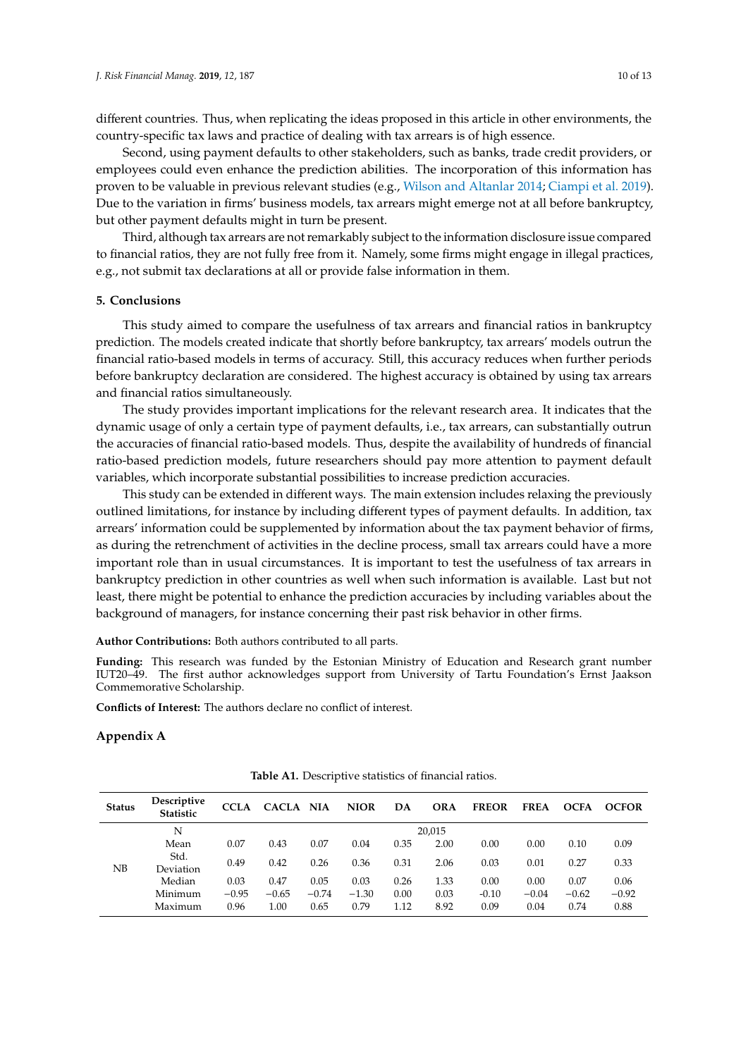different countries. Thus, when replicating the ideas proposed in this article in other environments, the country-specific tax laws and practice of dealing with tax arrears is of high essence.

Second, using payment defaults to other stakeholders, such as banks, trade credit providers, or employees could even enhance the prediction abilities. The incorporation of this information has proven to be valuable in previous relevant studies (e.g., Wilson and Altanlar 2014; Ciampi et al. 2019). Due to the variation in firms' business models, tax arrears might emerge not at all before bankruptcy, but other payment defaults might in turn be present.

Third, although tax arrears are not remarkably subject to the information disclosure issue compared to financial ratios, they are not fully free from it. Namely, some firms might engage in illegal practices, e.g., not submit tax declarations at all or provide false information in them.

## 5. Conclusions

This study aimed to compare the usefulness of tax arrears and financial ratios in bankruptcy prediction. The models created indicate that shortly before bankruptcy, tax arrears' models outrun the financial ratio-based models in terms of accuracy. Still, this accuracy reduces when further periods before bankruptcy declaration are considered. The highest accuracy is obtained by using tax arrears and financial ratios simultaneously.

The study provides important implications for the relevant research area. It indicates that the dynamic usage of only a certain type of payment defaults, i.e., tax arrears, can substantially outrun the accuracies of financial ratio-based models. Thus, despite the availability of hundreds of financial ratio-based prediction models, future researchers should pay more attention to payment default variables, which incorporate substantial possibilities to increase prediction accuracies.

This study can be extended in different ways. The main extension includes relaxing the previously outlined limitations, for instance by including different types of payment defaults. In addition, tax arrears' information could be supplemented by information about the tax payment behavior of firms, as during the retrenchment of activities in the decline process, small tax arrears could have a more important role than in usual circumstances. It is important to test the usefulness of tax arrears in bankruptcy prediction in other countries as well when such information is available. Last but not least, there might be potential to enhance the prediction accuracies by including variables about the background of managers, for instance concerning their past risk behavior in other firms.

**Author Contributions:** Both authors contributed to all parts.

**Funding:** This research was funded by the Estonian Ministry of Education and Research grant number IUT20–49. The first author acknowledges support from University of Tartu Foundation's Ernst Jaakson Commemorative Scholarship.

**Conflicts of Interest:** The authors declare no conflict of interest.

## Appendix A

**Table A1.** Descriptive statistics of financial ratios.

| Status | Descriptive Statistic | CCLA | CACLA | NIA | NIOR | DA | ORA | FREOR | FREA | OCFA | OCFOR |
|---|---|---|---|---|---|---|---|---|---|---|---|
| NB | N | 20,015 | | | | | | | | | |
| | Mean | 0.07 | 0.43 | 0.07 | 0.04 | 0.35 | 2.00 | 0.00 | 0.00 | 0.10 | 0.09 |
| | Std. Deviation | 0.49 | 0.42 | 0.26 | 0.36 | 0.31 | 2.06 | 0.03 | 0.01 | 0.27 | 0.33 |
| | Median | 0.03 | 0.47 | 0.05 | 0.03 | 0.26 | 1.33 | 0.00 | 0.00 | 0.07 | 0.06 |
| | Minimum | −0.95 | −0.65 | −0.74 | −1.30 | 0.00 | 0.03 | -0.10 | −0.04 | −0.62 | −0.92 |
| | Maximum | 0.96 | 1.00 | 0.65 | 0.79 | 1.12 | 8.92 | 0.09 | 0.04 | 0.74 | 0.88 |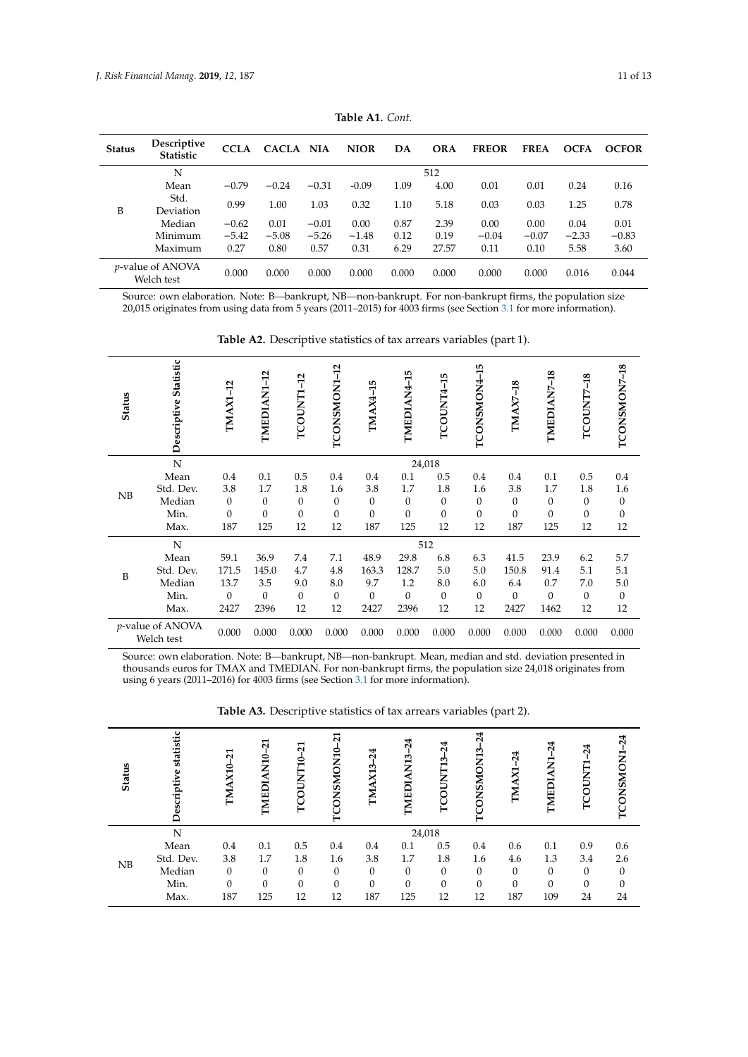**Table A1.** *Cont.*

| Status | Descriptive Statistic | CCLA | CACLA | NIA | NIOR | DA | ORA | FREOR | FREA | OCFA | OCFOR |
|---|---|---|---|---|---|---|---|---|---|---|---|
| B | N | 512 | | | | | | | | | |
| | Mean | −0.79 | −0.24 | −0.31 | -0.09 | 1.09 | 4.00 | 0.01 | 0.01 | 0.24 | 0.16 |
| | Std. Deviation | 0.99 | 1.00 | 1.03 | 0.32 | 1.10 | 5.18 | 0.03 | 0.03 | 1.25 | 0.78 |
| | Median | −0.62 | 0.01 | −0.01 | 0.00 | 0.87 | 2.39 | 0.00 | 0.00 | 0.04 | 0.01 |
| | Minimum | −5.42 | −5.08 | −5.26 | −1.48 | 0.12 | 0.19 | −0.04 | −0.07 | −2.33 | −0.83 |
| | Maximum | 0.27 | 0.80 | 0.57 | 0.31 | 6.29 | 27.57 | 0.11 | 0.10 | 5.58 | 3.60 |
| *p*-value of ANOVA Welch test | | 0.000 | 0.000 | 0.000 | 0.000 | 0.000 | 0.000 | 0.000 | 0.000 | 0.016 | 0.044 |

Source: own elaboration. Note: B—bankrupt, NB—non-bankrupt. For non-bankrupt firms, the population size 20,015 originates from using data from 5 years (2011–2015) for 4003 firms (see Section 3.1 for more information).

**Table A2.** Descriptive statistics of tax arrears variables (part 1).

| Status | Descriptive Statistic | TMAX1–12 | TMEDIAN1–12 | TCOUNT1–12 | TCONSMON1–12 | TMAX4–15 | TMEDIAN4–15 | TCOUNT4–15 | TCONSMON4–15 | TMAX7–18 | TMEDIAN7–18 | TCOUNT7–18 | TCONSMON7–18 |
|---|---|---|---|---|---|---|---|---|---|---|---|---|---|
| NB | N | 24,018 | | | | | | | | | | | |
| | Mean | 0.4 | 0.1 | 0.5 | 0.4 | 0.4 | 0.1 | 0.5 | 0.4 | 0.4 | 0.1 | 0.5 | 0.4 |
| | Std. Dev. | 3.8 | 1.7 | 1.8 | 1.6 | 3.8 | 1.7 | 1.8 | 1.6 | 3.8 | 1.7 | 1.8 | 1.6 |
| | Median | 0 | 0 | 0 | 0 | 0 | 0 | 0 | 0 | 0 | 0 | 0 | 0 |
| | Min. | 0 | 0 | 0 | 0 | 0 | 0 | 0 | 0 | 0 | 0 | 0 | 0 |
| | Max. | 187 | 125 | 12 | 12 | 187 | 125 | 12 | 12 | 187 | 125 | 12 | 12 |
| B | N | 512 | | | | | | | | | | | |
| | Mean | 59.1 | 36.9 | 7.4 | 7.1 | 48.9 | 29.8 | 6.8 | 6.3 | 41.5 | 23.9 | 6.2 | 5.7 |
| | Std. Dev. | 171.5 | 145.0 | 4.7 | 4.8 | 163.3 | 128.7 | 5.0 | 5.0 | 150.8 | 91.4 | 5.1 | 5.1 |
| | Median | 13.7 | 3.5 | 9.0 | 8.0 | 9.7 | 1.2 | 8.0 | 6.0 | 6.4 | 0.7 | 7.0 | 5.0 |
| | Min. | 0 | 0 | 0 | 0 | 0 | 0 | 0 | 0 | 0 | 0 | 0 | 0 |
| | Max. | 2427 | 2396 | 12 | 12 | 2427 | 2396 | 12 | 12 | 2427 | 1462 | 12 | 12 |
| *p*-value of ANOVA Welch test | | 0.000 | 0.000 | 0.000 | 0.000 | 0.000 | 0.000 | 0.000 | 0.000 | 0.000 | 0.000 | 0.000 | 0.000 |

Source: own elaboration. Note: B—bankrupt, NB—non-bankrupt. Mean, median and std. deviation presented in thousands euros for TMAX and TMEDIAN. For non-bankrupt firms, the population size 24,018 originates from using 6 years (2011–2016) for 4003 firms (see Section 3.1 for more information).

**Table A3.** Descriptive statistics of tax arrears variables (part 2).

| Status | Descriptive statistic | TMAX10–21 | TMEDIAN10–21 | TCOUNT10–21 | TCONSMON10–21 | TMAX13–24 | TMEDIAN13–24 | TCOUNT13–24 | TCONSMON13–24 | TMAX1–24 | TMEDIAN1–24 | TCOUNT1–24 | TCONSMON1–24 |
|---|---|---|---|---|---|---|---|---|---|---|---|---|---|
| NB | N | 24,018 | | | | | | | | | | | |
| | Mean | 0.4 | 0.1 | 0.5 | 0.4 | 0.4 | 0.1 | 0.5 | 0.4 | 0.6 | 0.1 | 0.9 | 0.6 |
| | Std. Dev. | 3.8 | 1.7 | 1.8 | 1.6 | 3.8 | 1.7 | 1.8 | 1.6 | 4.6 | 1.3 | 3.4 | 2.6 |
| | Median | 0 | 0 | 0 | 0 | 0 | 0 | 0 | 0 | 0 | 0 | 0 | 0 |
| | Min. | 0 | 0 | 0 | 0 | 0 | 0 | 0 | 0 | 0 | 0 | 0 | 0 |
| | Max. | 187 | 125 | 12 | 12 | 187 | 125 | 12 | 12 | 187 | 109 | 24 | 24 |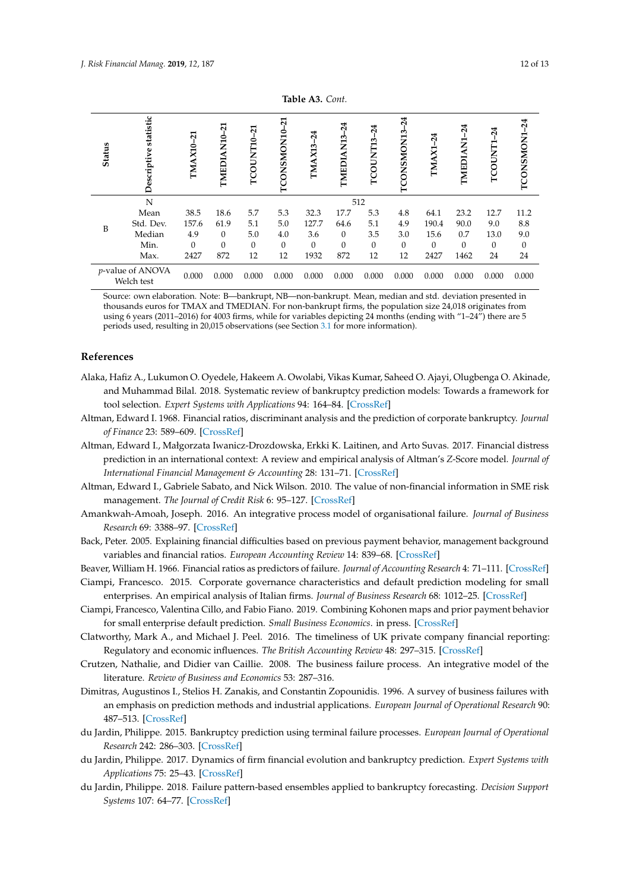**Table A3.** *Cont.*

| Status | Descriptive statistic | TMAX10–21 | TMEDIAN10–21 | TCOUNT10–21 | TCONSMON10–21 | TMAX13–24 | TMEDIAN13–24 | TCOUNT13–24 | TCONSMON13–24 | TMAX1–24 | TMEDIAN1–24 | TCOUNT1–24 | TCONSMON1–24 |
|---|---|---|---|---|---|---|---|---|---|---|---|---|---|
| B | N | 512 | | | | | | | | | | | |
| | Mean | 38.5 | 18.6 | 5.7 | 5.3 | 32.3 | 17.7 | 5.3 | 4.8 | 64.1 | 23.2 | 12.7 | 11.2 |
| | Std. Dev. | 157.6 | 61.9 | 5.1 | 5.0 | 127.7 | 64.6 | 5.1 | 4.9 | 190.4 | 90.0 | 9.0 | 8.8 |
| | Median | 4.9 | 0 | 5.0 | 4.0 | 3.6 | 0 | 3.5 | 3.0 | 15.6 | 0.7 | 13.0 | 9.0 |
| | Min. | 0 | 0 | 0 | 0 | 0 | 0 | 0 | 0 | 0 | 0 | 0 | 0 |
| | Max. | 2427 | 872 | 12 | 12 | 1932 | 872 | 12 | 12 | 2427 | 1462 | 24 | 24 |
| *p*-value of ANOVA Welch test | | 0.000 | 0.000 | 0.000 | 0.000 | 0.000 | 0.000 | 0.000 | 0.000 | 0.000 | 0.000 | 0.000 | 0.000 |

Source: own elaboration. Note: B—bankrupt, NB—non-bankrupt. Mean, median and std. deviation presented in thousands euros for TMAX and TMEDIAN. For non-bankrupt firms, the population size 24,018 originates from using 6 years (2011–2016) for 4003 firms, while for variables depicting 24 months (ending with "1–24") there are 5 periods used, resulting in 20,015 observations (see Section 3.1 for more information).

## References

Alaka, Hafiz A., Lukumon O. Oyedele, Hakeem A. Owolabi, Vikas Kumar, Saheed O. Ajayi, Olugbenga O. Akinade, and Muhammad Bilal. 2018. Systematic review of bankruptcy prediction models: Towards a framework for tool selection. *Expert Systems with Applications* 94: 164–84. [CrossRef]

Altman, Edward I. 1968. Financial ratios, discriminant analysis and the prediction of corporate bankruptcy. *Journal of Finance* 23: 589–609. [CrossRef]

Altman, Edward I., Małgorzata Iwanicz-Drozdowska, Erkki K. Laitinen, and Arto Suvas. 2017. Financial distress prediction in an international context: A review and empirical analysis of Altman's Z-Score model. *Journal of International Financial Management & Accounting* 28: 131–71. [CrossRef]

Altman, Edward I., Gabriele Sabato, and Nick Wilson. 2010. The value of non-financial information in SME risk management. *The Journal of Credit Risk* 6: 95–127. [CrossRef]

Amankwah-Amoah, Joseph. 2016. An integrative process model of organisational failure. *Journal of Business Research* 69: 3388–97. [CrossRef]

Back, Peter. 2005. Explaining financial difficulties based on previous payment behavior, management background variables and financial ratios. *European Accounting Review* 14: 839–68. [CrossRef]

Beaver, William H. 1966. Financial ratios as predictors of failure. *Journal of Accounting Research* 4: 71–111. [CrossRef]

Ciampi, Francesco. 2015. Corporate governance characteristics and default prediction modeling for small enterprises. An empirical analysis of Italian firms. *Journal of Business Research* 68: 1012–25. [CrossRef]

Ciampi, Francesco, Valentina Cillo, and Fabio Fiano. 2019. Combining Kohonen maps and prior payment behavior for small enterprise default prediction. *Small Business Economics*. in press. [CrossRef]

Clatworthy, Mark A., and Michael J. Peel. 2016. The timeliness of UK private company financial reporting: Regulatory and economic influences. *The British Accounting Review* 48: 297–315. [CrossRef]

Crutzen, Nathalie, and Didier van Caillie. 2008. The business failure process. An integrative model of the literature. *Review of Business and Economics* 53: 287–316.

Dimitras, Augustinos I., Stelios H. Zanakis, and Constantin Zopounidis. 1996. A survey of business failures with an emphasis on prediction methods and industrial applications. *European Journal of Operational Research* 90: 487–513. [CrossRef]

du Jardin, Philippe. 2015. Bankruptcy prediction using terminal failure processes. *European Journal of Operational Research* 242: 286–303. [CrossRef]

du Jardin, Philippe. 2017. Dynamics of firm financial evolution and bankruptcy prediction. *Expert Systems with Applications* 75: 25–43. [CrossRef]

du Jardin, Philippe. 2018. Failure pattern-based ensembles applied to bankruptcy forecasting. *Decision Support Systems* 107: 64–77. [CrossRef]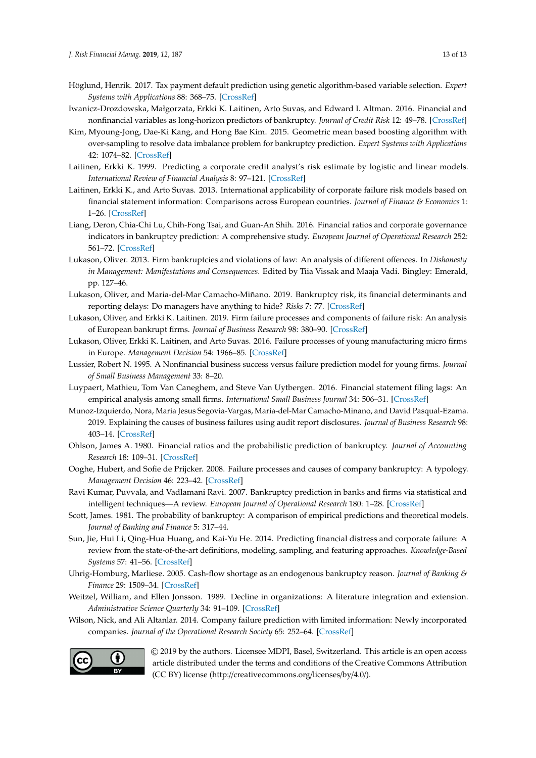Höglund, Henrik. 2017. Tax payment default prediction using genetic algorithm-based variable selection. *Expert Systems with Applications* 88: 368–75. [CrossRef]

Iwanicz-Drozdowska, Małgorzata, Erkki K. Laitinen, Arto Suvas, and Edward I. Altman. 2016. Financial and nonfinancial variables as long-horizon predictors of bankruptcy. *Journal of Credit Risk* 12: 49–78. [CrossRef]

Kim, Myoung-Jong, Dae-Ki Kang, and Hong Bae Kim. 2015. Geometric mean based boosting algorithm with over-sampling to resolve data imbalance problem for bankruptcy prediction. *Expert Systems with Applications* 42: 1074–82. [CrossRef]

Laitinen, Erkki K. 1999. Predicting a corporate credit analyst's risk estimate by logistic and linear models. *International Review of Financial Analysis* 8: 97–121. [CrossRef]

Laitinen, Erkki K., and Arto Suvas. 2013. International applicability of corporate failure risk models based on financial statement information: Comparisons across European countries. *Journal of Finance & Economics* 1: 1–26. [CrossRef]

Liang, Deron, Chia-Chi Lu, Chih-Fong Tsai, and Guan-An Shih. 2016. Financial ratios and corporate governance indicators in bankruptcy prediction: A comprehensive study. *European Journal of Operational Research* 252: 561–72. [CrossRef]

Lukason, Oliver. 2013. Firm bankruptcies and violations of law: An analysis of different offences. In *Dishonesty in Management: Manifestations and Consequences*. Edited by Tiia Vissak and Maaja Vadi. Bingley: Emerald, pp. 127–46.

Lukason, Oliver, and Maria-del-Mar Camacho-Miñano. 2019. Bankruptcy risk, its financial determinants and reporting delays: Do managers have anything to hide? *Risks* 7: 77. [CrossRef]

Lukason, Oliver, and Erkki K. Laitinen. 2019. Firm failure processes and components of failure risk: An analysis of European bankrupt firms. *Journal of Business Research* 98: 380–90. [CrossRef]

Lukason, Oliver, Erkki K. Laitinen, and Arto Suvas. 2016. Failure processes of young manufacturing micro firms in Europe. *Management Decision* 54: 1966–85. [CrossRef]

Lussier, Robert N. 1995. A Nonfinancial business success versus failure prediction model for young firms. *Journal of Small Business Management* 33: 8–20.

Luypaert, Mathieu, Tom Van Caneghem, and Steve Van Uytbergen. 2016. Financial statement filing lags: An empirical analysis among small firms. *International Small Business Journal* 34: 506–31. [CrossRef]

Munoz-Izquierdo, Nora, Maria Jesus Segovia-Vargas, Maria-del-Mar Camacho-Minano, and David Pasqual-Ezama. 2019. Explaining the causes of business failures using audit report disclosures. *Journal of Business Research* 98: 403–14. [CrossRef]

Ohlson, James A. 1980. Financial ratios and the probabilistic prediction of bankruptcy. *Journal of Accounting Research* 18: 109–31. [CrossRef]

Ooghe, Hubert, and Sofie de Prijcker. 2008. Failure processes and causes of company bankruptcy: A typology. *Management Decision* 46: 223–42. [CrossRef]

Ravi Kumar, Puvvala, and Vadlamani Ravi. 2007. Bankruptcy prediction in banks and firms via statistical and intelligent techniques—A review. *European Journal of Operational Research* 180: 1–28. [CrossRef]

Scott, James. 1981. The probability of bankruptcy: A comparison of empirical predictions and theoretical models. *Journal of Banking and Finance* 5: 317–44.

Sun, Jie, Hui Li, Qing-Hua Huang, and Kai-Yu He. 2014. Predicting financial distress and corporate failure: A review from the state-of-the-art definitions, modeling, sampling, and featuring approaches. *Knowledge-Based Systems* 57: 41–56. [CrossRef]

Uhrig-Homburg, Marliese. 2005. Cash-flow shortage as an endogenous bankruptcy reason. *Journal of Banking & Finance* 29: 1509–34. [CrossRef]

Weitzel, William, and Ellen Jonsson. 1989. Decline in organizations: A literature integration and extension. *Administrative Science Quarterly* 34: 91–109. [CrossRef]

Wilson, Nick, and Ali Altanlar. 2014. Company failure prediction with limited information: Newly incorporated companies. *Journal of the Operational Research Society* 65: 252–64. [CrossRef]

© 2019 by the authors. Licensee MDPI, Basel, Switzerland. This article is an open access article distributed under the terms and conditions of the Creative Commons Attribution (CC BY) license (http://creativecommons.org/licenses/by/4.0/).